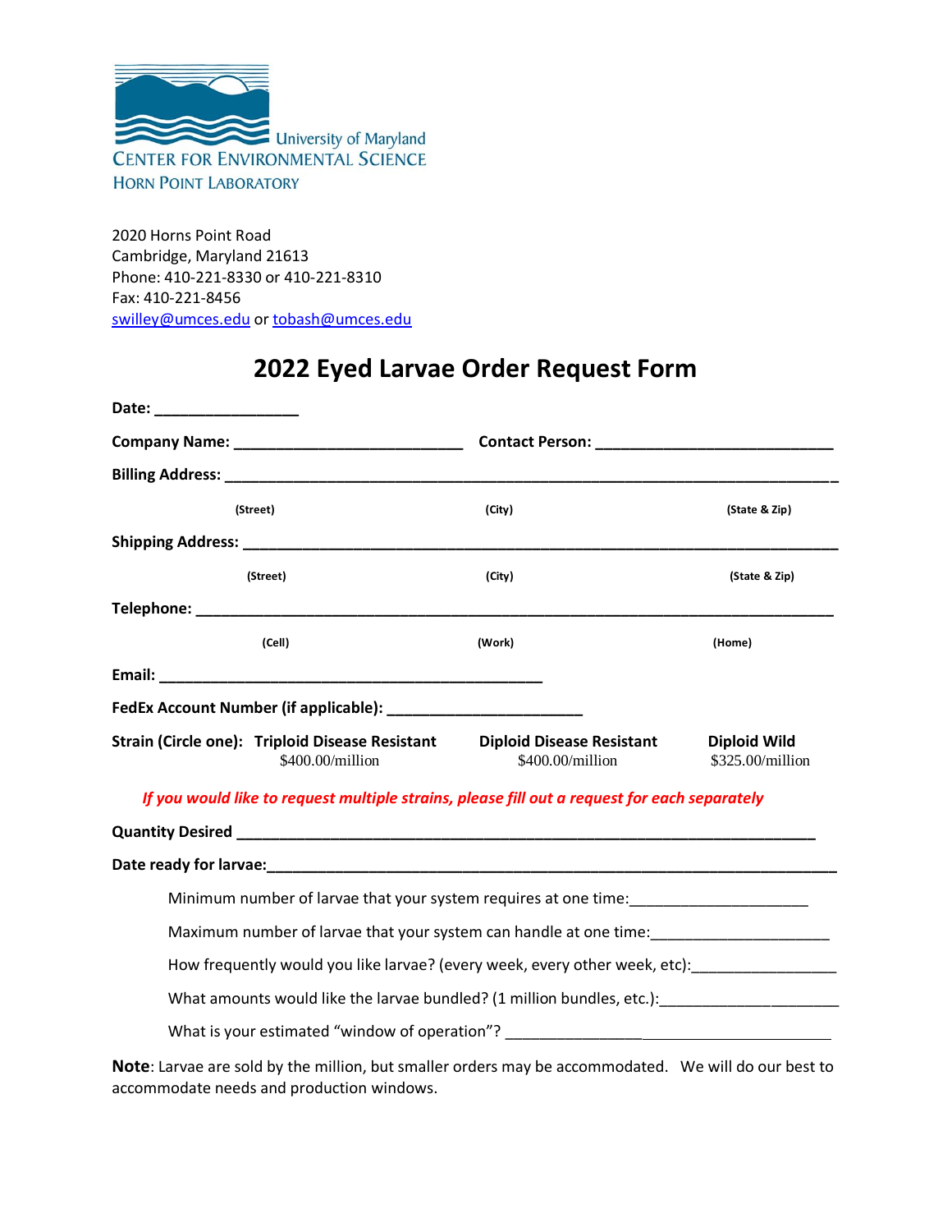University of Maryland
CENTER FOR ENVIRONMENTAL SCIENCE
HORN POINT LABORATORY

2020 Horns Point Road
Cambridge, Maryland 21613
Phone: 410-221-8330 or 410-221-8310
Fax: 410-221-8456
swilley@umces.edu or tobash@umces.edu

# 2022 Eyed Larvae Order Request Form

**Date:** _______________

**Company Name:** ________________________ **Contact Person:** __________________________

**Billing Address:** ______________________________________________________________________

(Street) (City) (State & Zip)

**Shipping Address:** ____________________________________________________________________

(Street) (City) (State & Zip)

**Telephone:** ___________________________________________________________________________

(Cell) (Work) (Home)

**Email:** ___________________________________________

**FedEx Account Number (if applicable):** _____________________

**Strain (Circle one):** **Triploid Disease Resistant** $400.00/million **Diploid Disease Resistant** $400.00/million **Diploid Wild** $325.00/million

***If you would like to request multiple strains, please fill out a request for each separately***

**Quantity Desired** ______________________________________________________________

**Date ready for larvae:**_____________________________________________________________

Minimum number of larvae that your system requires at one time:___________________

Maximum number of larvae that your system can handle at one time:___________________

How frequently would you like larvae? (every week, every other week, etc):_______________

What amounts would like the larvae bundled? (1 million bundles, etc.):___________________

What is your estimated "window of operation"? _______________________________________

**Note**: Larvae are sold by the million, but smaller orders may be accommodated. We will do our best to accommodate needs and production windows.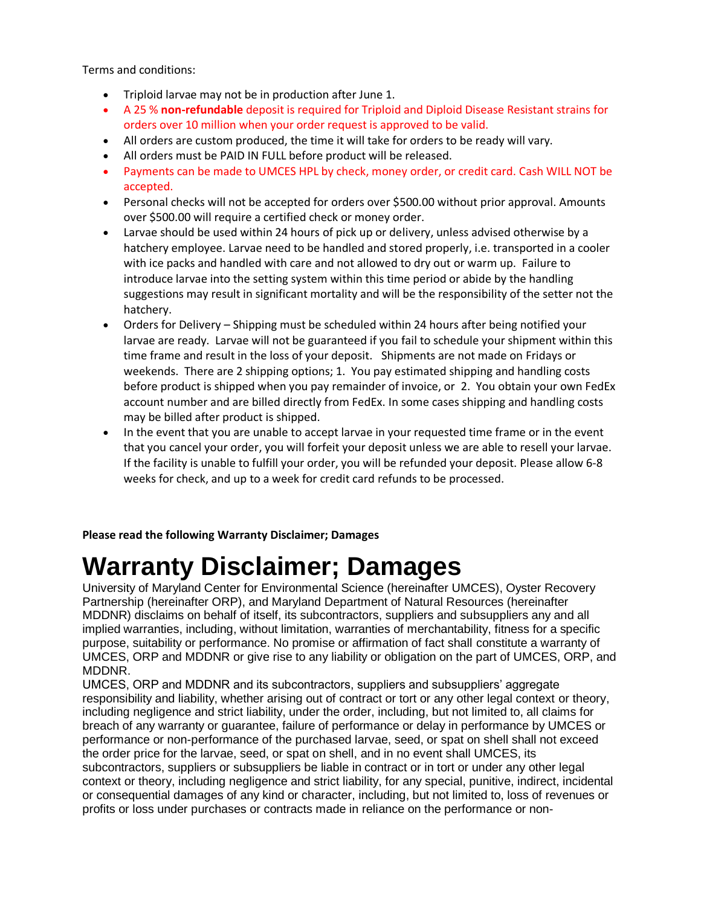Terms and conditions:

- Triploid larvae may not be in production after June 1.
- A 25 % **non-refundable** deposit is required for Triploid and Diploid Disease Resistant strains for orders over 10 million when your order request is approved to be valid.
- All orders are custom produced, the time it will take for orders to be ready will vary.
- All orders must be PAID IN FULL before product will be released.
- Payments can be made to UMCES HPL by check, money order, or credit card. Cash WILL NOT be accepted.
- Personal checks will not be accepted for orders over $500.00 without prior approval. Amounts over $500.00 will require a certified check or money order.
- Larvae should be used within 24 hours of pick up or delivery, unless advised otherwise by a hatchery employee. Larvae need to be handled and stored properly, i.e. transported in a cooler with ice packs and handled with care and not allowed to dry out or warm up. Failure to introduce larvae into the setting system within this time period or abide by the handling suggestions may result in significant mortality and will be the responsibility of the setter not the hatchery.
- Orders for Delivery – Shipping must be scheduled within 24 hours after being notified your larvae are ready. Larvae will not be guaranteed if you fail to schedule your shipment within this time frame and result in the loss of your deposit. Shipments are not made on Fridays or weekends. There are 2 shipping options; 1. You pay estimated shipping and handling costs before product is shipped when you pay remainder of invoice, or 2. You obtain your own FedEx account number and are billed directly from FedEx. In some cases shipping and handling costs may be billed after product is shipped.
- In the event that you are unable to accept larvae in your requested time frame or in the event that you cancel your order, you will forfeit your deposit unless we are able to resell your larvae. If the facility is unable to fulfill your order, you will be refunded your deposit. Please allow 6-8 weeks for check, and up to a week for credit card refunds to be processed.

**Please read the following Warranty Disclaimer; Damages**

# Warranty Disclaimer; Damages

University of Maryland Center for Environmental Science (hereinafter UMCES), Oyster Recovery Partnership (hereinafter ORP), and Maryland Department of Natural Resources (hereinafter MDDNR) disclaims on behalf of itself, its subcontractors, suppliers and subsuppliers any and all implied warranties, including, without limitation, warranties of merchantability, fitness for a specific purpose, suitability or performance. No promise or affirmation of fact shall constitute a warranty of UMCES, ORP and MDDNR or give rise to any liability or obligation on the part of UMCES, ORP, and MDDNR.

UMCES, ORP and MDDNR and its subcontractors, suppliers and subsuppliers' aggregate responsibility and liability, whether arising out of contract or tort or any other legal context or theory, including negligence and strict liability, under the order, including, but not limited to, all claims for breach of any warranty or guarantee, failure of performance or delay in performance by UMCES or performance or non-performance of the purchased larvae, seed, or spat on shell shall not exceed the order price for the larvae, seed, or spat on shell, and in no event shall UMCES, its subcontractors, suppliers or subsuppliers be liable in contract or in tort or under any other legal context or theory, including negligence and strict liability, for any special, punitive, indirect, incidental or consequential damages of any kind or character, including, but not limited to, loss of revenues or profits or loss under purchases or contracts made in reliance on the performance or non-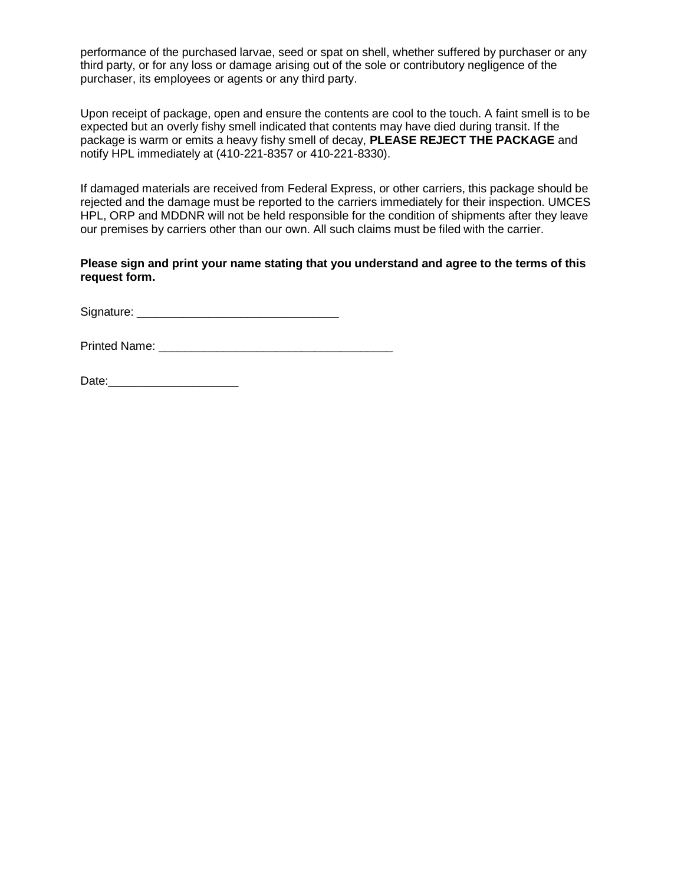performance of the purchased larvae, seed or spat on shell, whether suffered by purchaser or any third party, or for any loss or damage arising out of the sole or contributory negligence of the purchaser, its employees or agents or any third party.

Upon receipt of package, open and ensure the contents are cool to the touch. A faint smell is to be expected but an overly fishy smell indicated that contents may have died during transit. If the package is warm or emits a heavy fishy smell of decay, **PLEASE REJECT THE PACKAGE** and notify HPL immediately at (410-221-8357 or 410-221-8330).

If damaged materials are received from Federal Express, or other carriers, this package should be rejected and the damage must be reported to the carriers immediately for their inspection. UMCES HPL, ORP and MDDNR will not be held responsible for the condition of shipments after they leave our premises by carriers other than our own. All such claims must be filed with the carrier.

**Please sign and print your name stating that you understand and agree to the terms of this request form.**

Signature: _______________________________

Printed Name: ___________________________________

Date:____________________